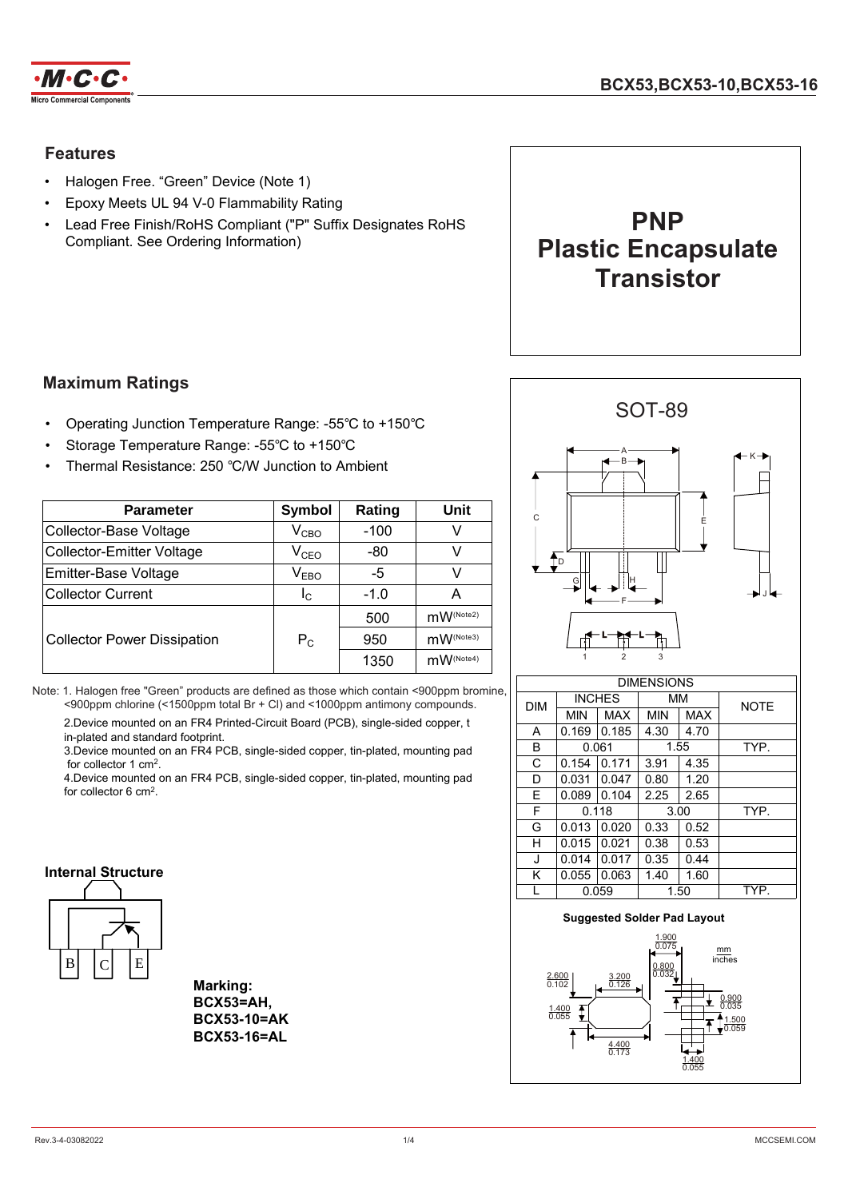# BCX53,BCX53-10,BCX53-16

## Features

- Halogen Free. "Green" Device (Note 1)
- Epoxy Meets UL 94 V-0 Flammability Rating
- Lead Free Finish/RoHS Compliant ("P" Suffix Designates RoHS Compliant. See Ordering Information)

**PNP Plastic Encapsulate Transistor**

## Maximum Ratings

- Operating Junction Temperature Range: -55℃ to +150℃
- Storage Temperature Range: -55℃ to +150℃
- Thermal Resistance: 250 ℃/W Junction to Ambient

| Parameter | Symbol | Rating | Unit |
|---|---|---|---|
| Collector-Base Voltage | $V_{CBO}$ | -100 | V |
| Collector-Emitter Voltage | $V_{CEO}$ | -80 | V |
| Emitter-Base Voltage | $V_{EBO}$ | -5 | V |
| Collector Current | $I_C$ | -1.0 | A |
| Collector Power Dissipation | $P_C$ | 500 | mW (Note2) |
| | | 950 | mW (Note3) |
| | | 1350 | mW (Note4) |

Note: 1. Halogen free "Green" products are defined as those which contain <900ppm bromine, <900ppm chlorine (<1500ppm total Br + Cl) and <1000ppm antimony compounds.

2.Device mounted on an FR4 Printed-Circuit Board (PCB), single-sided copper, t in-plated and standard footprint.

3.Device mounted on an FR4 PCB, single-sided copper, tin-plated, mounting pad for collector 1 cm$^2$.

4.Device mounted on an FR4 PCB, single-sided copper, tin-plated, mounting pad for collector 6 cm$^2$.

### SOT-89

| DIM | INCHES MIN | INCHES MAX | MM MIN | MM MAX | NOTE |
|---|---|---|---|---|---|
| A | 0.169 | 0.185 | 4.30 | 4.70 | |
| B | 0.061 | | 1.55 | | TYP. |
| C | 0.154 | 0.171 | 3.91 | 4.35 | |
| D | 0.031 | 0.047 | 0.80 | 1.20 | |
| E | 0.089 | 0.104 | 2.25 | 2.65 | |
| F | 0.118 | | 3.00 | | TYP. |
| G | 0.013 | 0.020 | 0.33 | 0.52 | |
| H | 0.015 | 0.021 | 0.38 | 0.53 | |
| J | 0.014 | 0.017 | 0.35 | 0.44 | |
| K | 0.055 | 0.063 | 1.40 | 1.60 | |
| L | 0.059 | | 1.50 | | TYP. |

### Internal Structure

B C E

**Marking:**
**BCX53=AH,**
**BCX53-10=AK**
**BCX53-16=AL**

### Suggested Solder Pad Layout

mm / inches: 1.900/0.075, 0.800/0.032, 2.600/0.102, 3.200/0.126, 1.400/0.055, 0.900/0.035, 1.500/0.059, 4.400/0.173, 1.400/0.055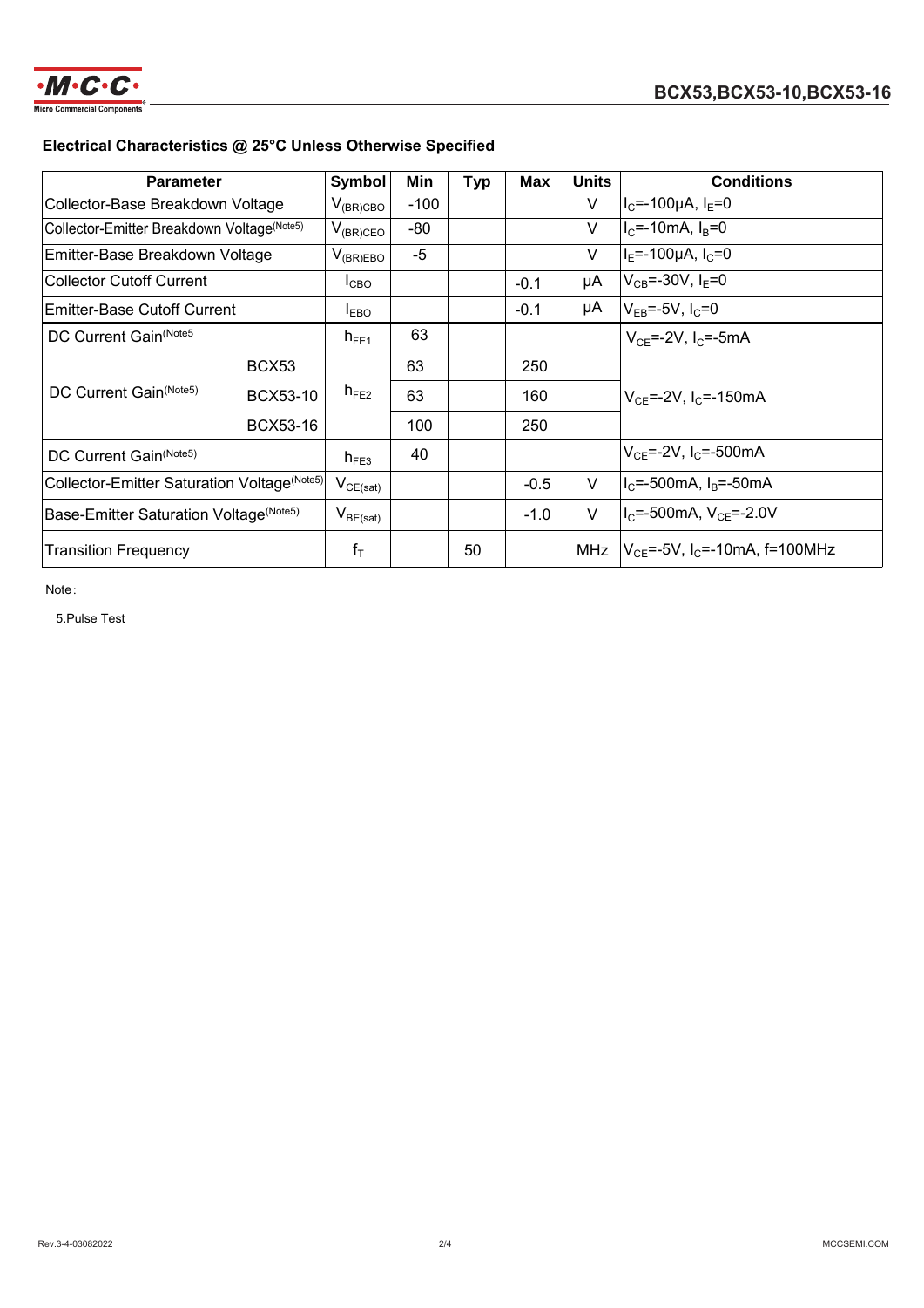## Electrical Characteristics @ 25°C Unless Otherwise Specified

| Parameter | | Symbol | Min | Typ | Max | Units | Conditions |
|---|---|---|---|---|---|---|---|
| Collector-Base Breakdown Voltage | | $V_{(BR)CBO}$ | -100 | | | V | $I_C$=-100μA, $I_E$=0 |
| Collector-Emitter Breakdown Voltage(Note5) | | $V_{(BR)CEO}$ | -80 | | | V | $I_C$=-10mA, $I_B$=0 |
| Emitter-Base Breakdown Voltage | | $V_{(BR)EBO}$ | -5 | | | V | $I_E$=-100μA, $I_C$=0 |
| Collector Cutoff Current | | $I_{CBO}$ | | | -0.1 | μA | $V_{CB}$=-30V, $I_E$=0 |
| Emitter-Base Cutoff Current | | $I_{EBO}$ | | | -0.1 | μA | $V_{EB}$=-5V, $I_C$=0 |
| DC Current Gain(Note5 | | $h_{FE1}$ | 63 | | | | $V_{CE}$=-2V, $I_C$=-5mA |
| DC Current Gain(Note5) | BCX53 | $h_{FE2}$ | 63 | | 250 | | $V_{CE}$=-2V, $I_C$=-150mA |
| | BCX53-10 | | 63 | | 160 | | |
| | BCX53-16 | | 100 | | 250 | | |
| DC Current Gain(Note5) | | $h_{FE3}$ | 40 | | | | $V_{CE}$=-2V, $I_C$=-500mA |
| Collector-Emitter Saturation Voltage(Note5) | | $V_{CE(sat)}$ | | | -0.5 | V | $I_C$=-500mA, $I_B$=-50mA |
| Base-Emitter Saturation Voltage(Note5) | | $V_{BE(sat)}$ | | | -1.0 | V | $I_C$=-500mA, $V_{CE}$=-2.0V |
| Transition Frequency | | $f_T$ | | 50 | | MHz | $V_{CE}$=-5V, $I_C$=-10mA, f=100MHz |

Note:

5.Pulse Test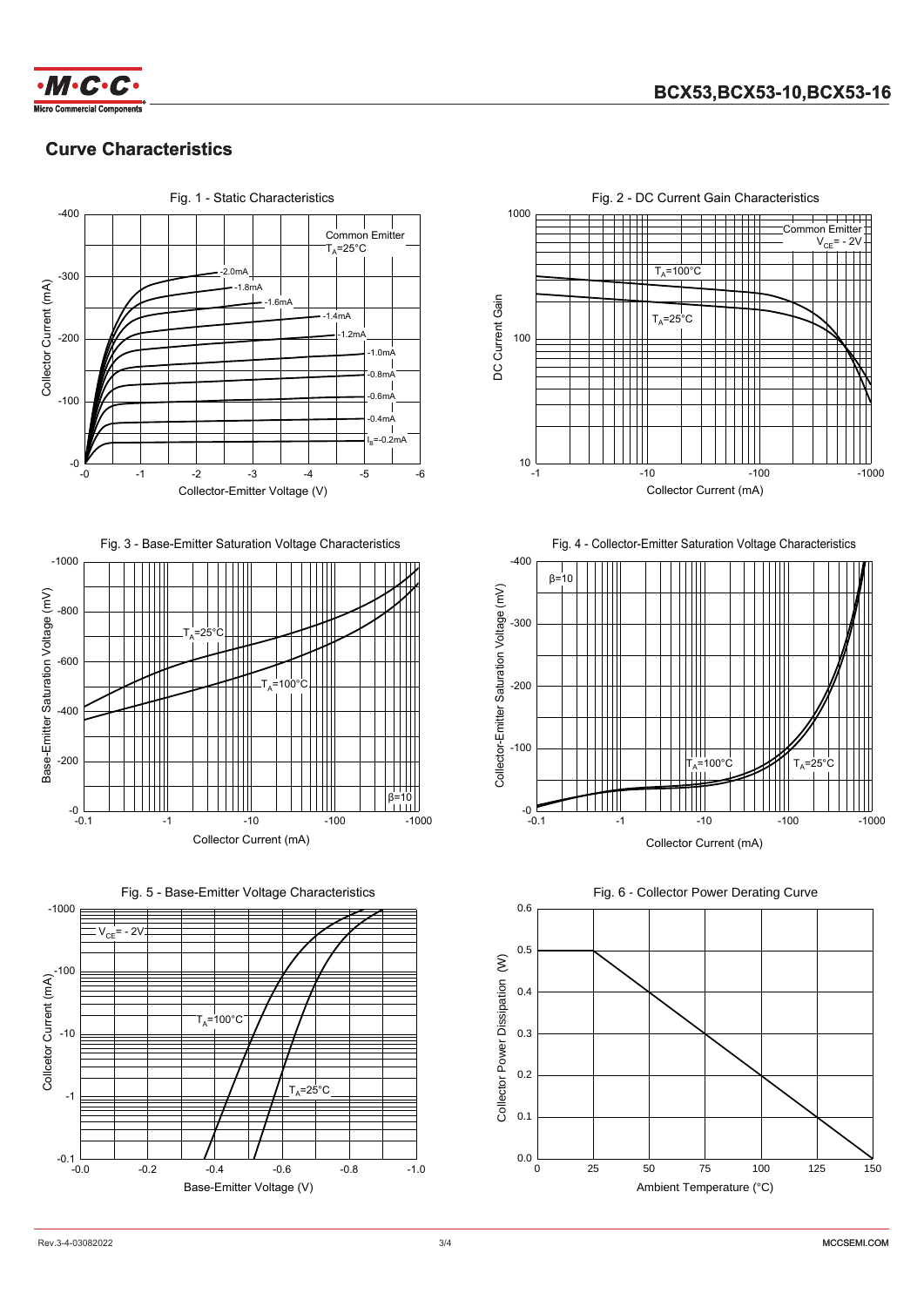## Curve Characteristics

Fig. 1 - Static Characteristics

Fig. 2 - DC Current Gain Characteristics

Fig. 3 - Base-Emitter Saturation Voltage Characteristics

Fig. 4 - Collector-Emitter Saturation Voltage Characteristics

Fig. 5 - Base-Emitter Voltage Characteristics

Fig. 6 - Collector Power Derating Curve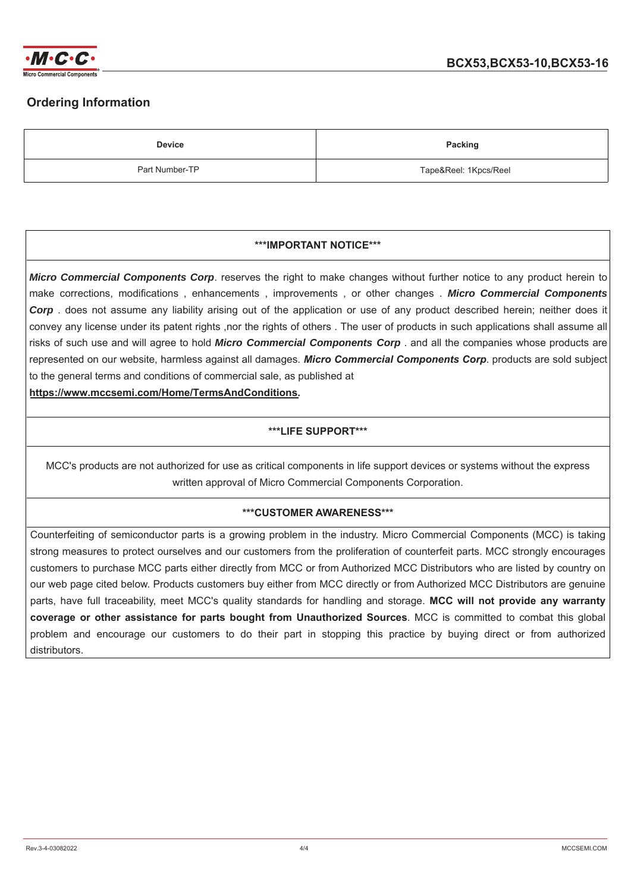## Ordering Information

| Device | Packing |
|---|---|
| Part Number-TP | Tape&Reel: 1Kpcs/Reel |

**\*\*\*IMPORTANT NOTICE\*\*\***

***Micro Commercial Components Corp***. reserves the right to make changes without further notice to any product herein to make corrections, modifications , enhancements , improvements , or other changes . ***Micro Commercial Components Corp*** . does not assume any liability arising out of the application or use of any product described herein; neither does it convey any license under its patent rights ,nor the rights of others . The user of products in such applications shall assume all risks of such use and will agree to hold ***Micro Commercial Components Corp*** . and all the companies whose products are represented on our website, harmless against all damages. ***Micro Commercial Components Corp***. products are sold subject to the general terms and conditions of commercial sale, as published at
**https://www.mccsemi.com/Home/TermsAndConditions.**

**\*\*\*LIFE SUPPORT\*\*\***

MCC's products are not authorized for use as critical components in life support devices or systems without the express written approval of Micro Commercial Components Corporation.

**\*\*\*CUSTOMER AWARENESS\*\*\***

Counterfeiting of semiconductor parts is a growing problem in the industry. Micro Commercial Components (MCC) is taking strong measures to protect ourselves and our customers from the proliferation of counterfeit parts. MCC strongly encourages customers to purchase MCC parts either directly from MCC or from Authorized MCC Distributors who are listed by country on our web page cited below. Products customers buy either from MCC directly or from Authorized MCC Distributors are genuine parts, have full traceability, meet MCC's quality standards for handling and storage. **MCC will not provide any warranty coverage or other assistance for parts bought from Unauthorized Sources**. MCC is committed to combat this global problem and encourage our customers to do their part in stopping this practice by buying direct or from authorized distributors.